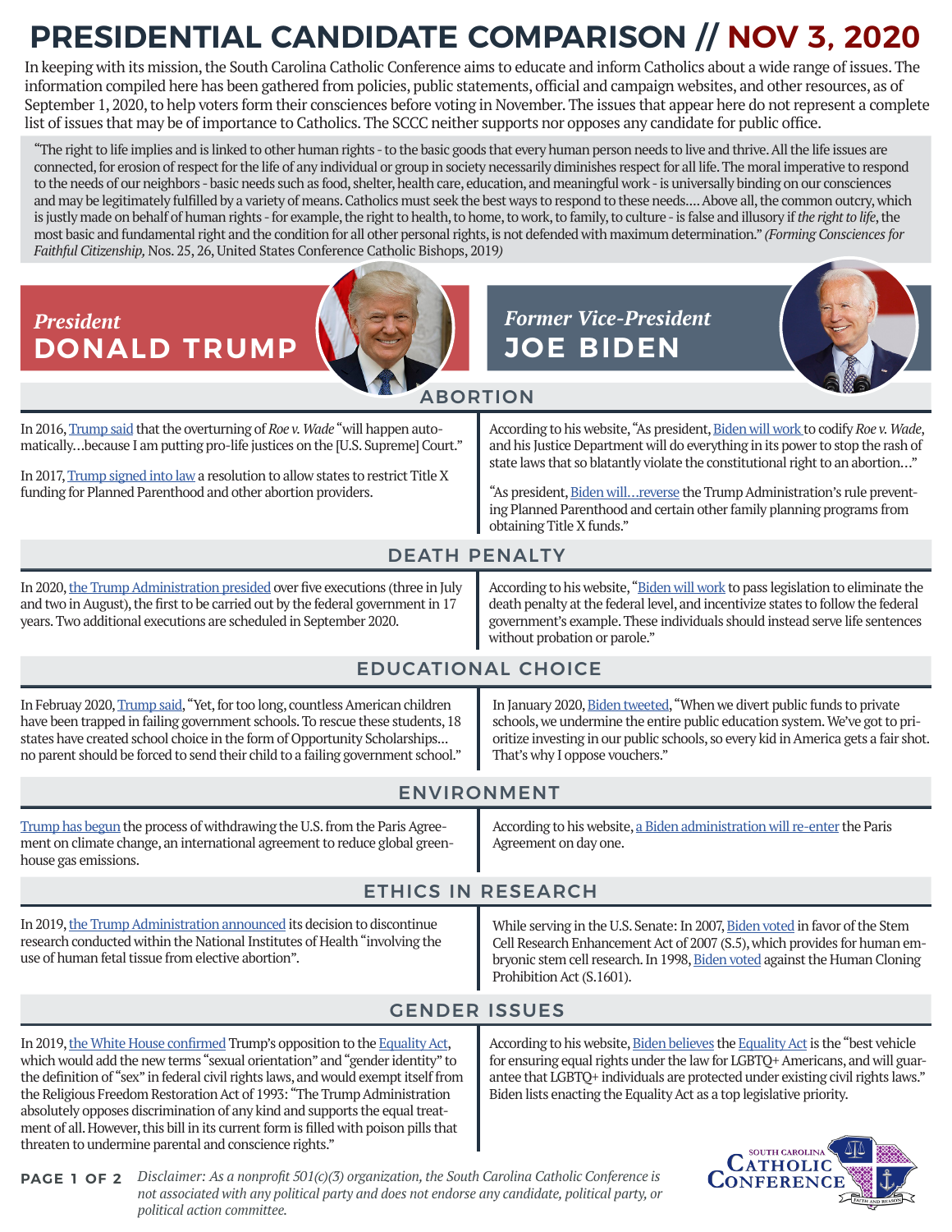# PRESIDENTIAL CANDIDATE COMPARISON // NOV 3, 2020

In keeping with its mission, the South Carolina Catholic Conference aims to educate and inform Catholics about a wide range of issues. The information compiled here has been gathered from policies, public statements, official and campaign websites, and other resources, as of September 1, 2020, to help voters form their consciences before voting in November. The issues that appear here do not represent a complete list of issues that may be of importance to Catholics. The SCCC neither supports nor opposes any candidate for public office.

> "The right to life implies and is linked to other human rights - to the basic goods that every human person needs to live and thrive. All the life issues are connected, for erosion of respect for the life of any individual or group in society necessarily diminishes respect for all life. The moral imperative to respond to the needs of our neighbors - basic needs such as food, shelter, health care, education, and meaningful work - is universally binding on our consciences and may be legitimately fulfilled by a variety of means. Catholics must seek the best ways to respond to these needs.... Above all, the common outcry, which is justly made on behalf of human rights - for example, the right to health, to home, to work, to family, to culture - is false and illusory if *the right to life*, the most basic and fundamental right and the condition for all other personal rights, is not defended with maximum determination." *(Forming Consciences for Faithful Citizenship,* Nos. 25, 26, United States Conference Catholic Bishops, 2019*)*

| *President* **DONALD TRUMP** | *Former Vice-President* **JOE BIDEN** |
|---|---|
| **ABORTION** | |
| In 2016, Trump said that the overturning of *Roe v. Wade* "will happen automatically…because I am putting pro-life justices on the [U.S. Supreme] Court."<br><br>In 2017, Trump signed into law a resolution to allow states to restrict Title X funding for Planned Parenthood and other abortion providers. | According to his website, "As president, Biden will work to codify *Roe v. Wade*, and his Justice Department will do everything in its power to stop the rash of state laws that so blatantly violate the constitutional right to an abortion…"<br><br>"As president, Biden will…reverse the Trump Administration's rule preventing Planned Parenthood and certain other family planning programs from obtaining Title X funds." |
| **DEATH PENALTY** | |
| In 2020, the Trump Administration presided over five executions (three in July and two in August), the first to be carried out by the federal government in 17 years. Two additional executions are scheduled in September 2020. | According to his website, "Biden will work to pass legislation to eliminate the death penalty at the federal level, and incentivize states to follow the federal government's example. These individuals should instead serve life sentences without probation or parole." |
| **EDUCATIONAL CHOICE** | |
| In Februay 2020, Trump said, "Yet, for too long, countless American children have been trapped in failing government schools. To rescue these students, 18 states have created school choice in the form of Opportunity Scholarships… no parent should be forced to send their child to a failing government school." | In January 2020, Biden tweeted, "When we divert public funds to private schools, we undermine the entire public education system. We've got to prioritize investing in our public schools, so every kid in America gets a fair shot. That's why I oppose vouchers." |
| **ENVIRONMENT** | |
| Trump has begun the process of withdrawing the U.S. from the Paris Agreement on climate change, an international agreement to reduce global greenhouse gas emissions. | According to his website, a Biden administration will re-enter the Paris Agreement on day one. |
| **ETHICS IN RESEARCH** | |
| In 2019, the Trump Administration announced its decision to discontinue research conducted within the National Institutes of Health "involving the use of human fetal tissue from elective abortion". | While serving in the U.S. Senate: In 2007, Biden voted in favor of the Stem Cell Research Enhancement Act of 2007 (S.5), which provides for human embryonic stem cell research. In 1998, Biden voted against the Human Cloning Prohibition Act (S.1601). |
| **GENDER ISSUES** | |
| In 2019, the White House confirmed Trump's opposition to the Equality Act, which would add the new terms "sexual orientation" and "gender identity" to the definition of "sex" in federal civil rights laws, and would exempt itself from the Religious Freedom Restoration Act of 1993: "The Trump Administration absolutely opposes discrimination of any kind and supports the equal treatment of all. However, this bill in its current form is filled with poison pills that threaten to undermine parental and conscience rights." | According to his website, Biden believes the Equality Act is the "best vehicle for ensuring equal rights under the law for LGBTQ+ Americans, and will guarantee that LGBTQ+ individuals are protected under existing civil rights laws." Biden lists enacting the Equality Act as a top legislative priority. |

*Disclaimer: As a nonprofit 501(c)(3) organization, the South Carolina Catholic Conference is not associated with any political party and does not endorse any candidate, political party, or political action committee.*

SOUTH CAROLINA CATHOLIC CONFERENCE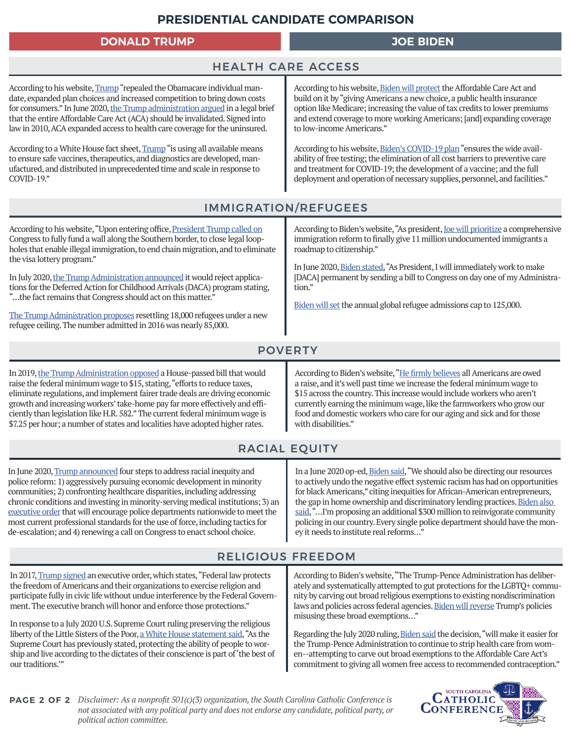# PRESIDENTIAL CANDIDATE COMPARISON

## HEALTH CARE ACCESS

### DONALD TRUMP

According to his website, Trump "repealed the Obamacare individual mandate, expanded plan choices and increased competition to bring down costs for consumers." In June 2020, the Trump administration argued in a legal brief that the entire Affordable Care Act (ACA) should be invalidated. Signed into law in 2010, ACA expanded access to health care coverage for the uninsured.

According to a White House fact sheet, Trump "is using all available means to ensure safe vaccines, therapeutics, and diagnostics are developed, manufactured, and distributed in unprecedented time and scale in response to COVID-19."

### JOE BIDEN

According to his website, Biden will protect the Affordable Care Act and build on it by "giving Americans a new choice, a public health insurance option like Medicare; increasing the value of tax credits to lower premiums and extend coverage to more working Americans; [and] expanding coverage to low-income Americans."

According to his website, Biden's COVID-19 plan "ensures the wide availability of free testing; the elimination of all cost barriers to preventive care and treatment for COVID-19; the development of a vaccine; and the full deployment and operation of necessary supplies, personnel, and facilities."

## IMMIGRATION/REFUGEES

### DONALD TRUMP

According to his website, "Upon entering office, President Trump called on Congress to fully fund a wall along the Southern border, to close legal loopholes that enable illegal immigration, to end chain migration, and to eliminate the visa lottery program."

In July 2020, the Trump Administration announced it would reject applications for the Deferred Action for Childhood Arrivals (DACA) program stating, "…the fact remains that Congress should act on this matter."

The Trump Administration proposes resettling 18,000 refugees under a new refugee ceiling. The number admitted in 2016 was nearly 85,000.

### JOE BIDEN

According to Biden's website, "As president, Joe will prioritize a comprehensive immigration reform to finally give 11 million undocumented immigrants a roadmap to citizenship."

In June 2020, Biden stated, "As President, I will immediately work to make [DACA] permanent by sending a bill to Congress on day one of my Administration."

Biden will set the annual global refugee admissions cap to 125,000.

## POVERTY

### DONALD TRUMP

In 2019, the Trump Administration opposed a House-passed bill that would raise the federal minimum wage to $15, stating, "efforts to reduce taxes, eliminate regulations, and implement fairer trade deals are driving economic growth and increasing workers' take-home pay far more effectively and efficiently than legislation like H.R. 582." The current federal minimum wage is $7.25 per hour; a number of states and localities have adopted higher rates.

### JOE BIDEN

According to Biden's website, "He firmly believes all Americans are owed a raise, and it's well past time we increase the federal minimum wage to $15 across the country. This increase would include workers who aren't currently earning the minimum wage, like the farmworkers who grow our food and domestic workers who care for our aging and sick and for those with disabilities."

## RACIAL EQUITY

### DONALD TRUMP

In June 2020, Trump announced four steps to address racial inequity and police reform: 1) aggressively pursuing economic development in minority communities; 2) confronting healthcare disparities, including addressing chronic conditions and investing in minority-serving medical institutions; 3) an executive order that will encourage police departments nationwide to meet the most current professional standards for the use of force, including tactics for de-escalation; and 4) renewing a call on Congress to enact school choice.

### JOE BIDEN

In a June 2020 op-ed, Biden said, "We should also be directing our resources to actively undo the negative effect systemic racism has had on opportunities for black Americans," citing inequities for African-American entrepreneurs, the gap in home ownership and discriminatory lending practices. Biden also said, "…I'm proposing an additional $300 million to reinvigorate community policing in our country. Every single police department should have the money it needs to institute real reforms…"

## RELIGIOUS FREEDOM

### DONALD TRUMP

In 2017, Trump signed an executive order, which states, "Federal law protects the freedom of Americans and their organizations to exercise religion and participate fully in civic life without undue interference by the Federal Government. The executive branch will honor and enforce those protections."

In response to a July 2020 U.S. Supreme Court ruling preserving the religious liberty of the Little Sisters of the Poor, a White House statement said, "As the Supreme Court has previously stated, protecting the ability of people to worship and live according to the dictates of their conscience is part of 'the best of our traditions.'"

### JOE BIDEN

According to Biden's website, "The Trump-Pence Administration has deliberately and systematically attempted to gut protections for the LGBTQ+ community by carving out broad religious exemptions to existing nondiscrimination laws and policies across federal agencies. Biden will reverse Trump's policies misusing these broad exemptions…"

Regarding the July 2020 ruling, Biden said the decision, "will make it easier for the Trump-Pence Administration to continue to strip health care from women--attempting to carve out broad exemptions to the Affordable Care Act's commitment to giving all women free access to recommended contraception."

*Disclaimer: As a nonprofit 501(c)(3) organization, the South Carolina Catholic Conference is not associated with any political party and does not endorse any candidate, political party, or political action committee.*

South Carolina Catholic Conference